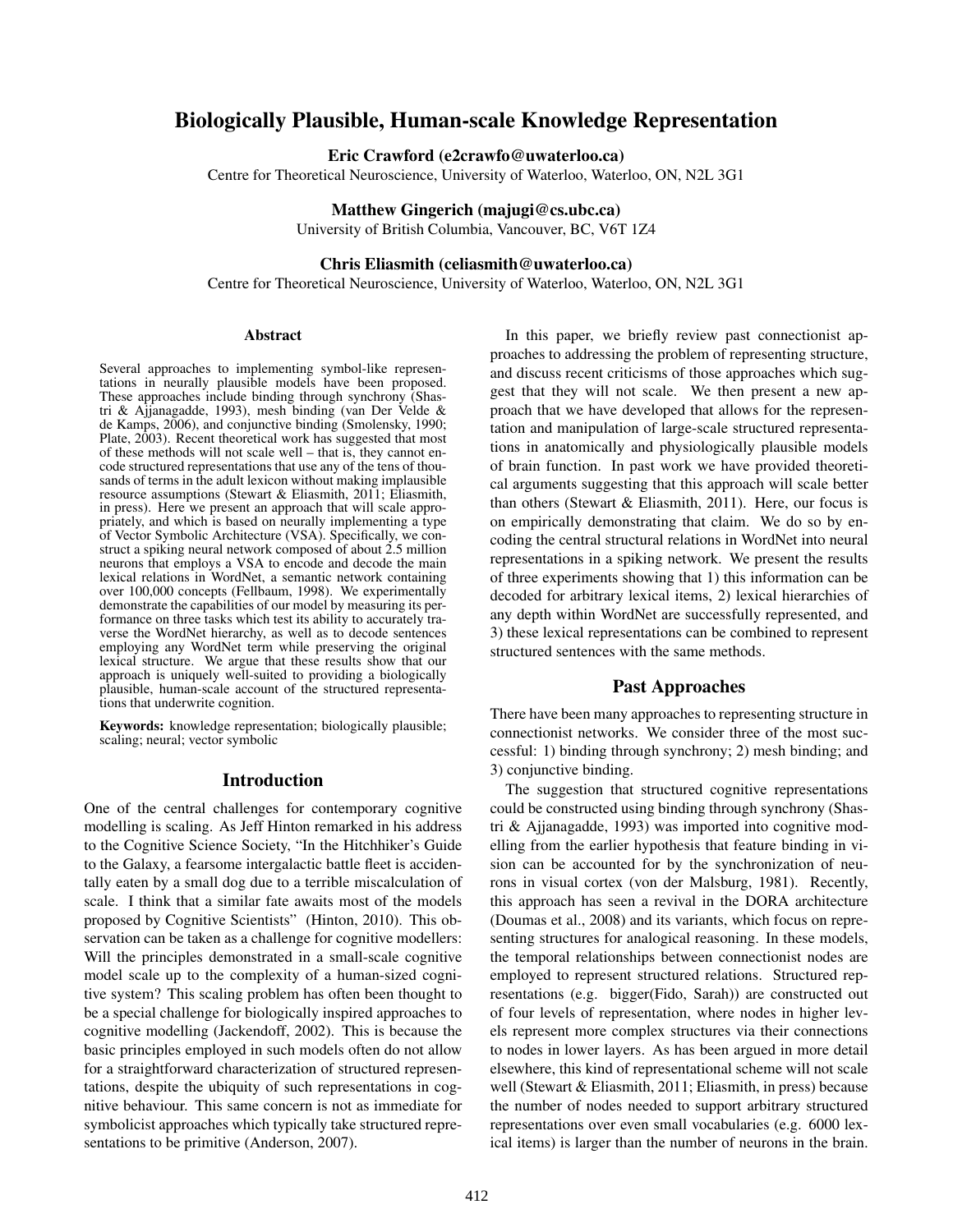# Biologically Plausible, Human-scale Knowledge Representation

**Eric Crawford (e2crawfo@uwaterloo.ca)**
Centre for Theoretical Neuroscience, University of Waterloo, Waterloo, ON, N2L 3G1

**Matthew Gingerich (majugi@cs.ubc.ca)**
University of British Columbia, Vancouver, BC, V6T 1Z4

**Chris Eliasmith (celiasmith@uwaterloo.ca)**
Centre for Theoretical Neuroscience, University of Waterloo, Waterloo, ON, N2L 3G1

## Abstract

Several approaches to implementing symbol-like representations in neurally plausible models have been proposed. These approaches include binding through synchrony (Shastri & Ajjanagadde, 1993), mesh binding (van Der Velde & de Kamps, 2006), and conjunctive binding (Smolensky, 1990; Plate, 2003). Recent theoretical work has suggested that most of these methods will not scale well – that is, they cannot encode structured representations that use any of the tens of thousands of terms in the adult lexicon without making implausible resource assumptions (Stewart & Eliasmith, 2011; Eliasmith, in press). Here we present an approach that will scale appropriately, and which is based on neurally implementing a type of Vector Symbolic Architecture (VSA). Specifically, we construct a spiking neural network composed of about 2.5 million neurons that employs a VSA to encode and decode the main lexical relations in WordNet, a semantic network containing over 100,000 concepts (Fellbaum, 1998). We experimentally demonstrate the capabilities of our model by measuring its performance on three tasks which test its ability to accurately traverse the WordNet hierarchy, as well as to decode sentences employing any WordNet term while preserving the original lexical structure. We argue that these results show that our approach is uniquely well-suited to providing a biologically plausible, human-scale account of the structured representations that underwrite cognition.

**Keywords:** knowledge representation; biologically plausible; scaling; neural; vector symbolic

## Introduction

One of the central challenges for contemporary cognitive modelling is scaling. As Jeff Hinton remarked in his address to the Cognitive Science Society, "In the Hitchhiker's Guide to the Galaxy, a fearsome intergalactic battle fleet is accidentally eaten by a small dog due to a terrible miscalculation of scale. I think that a similar fate awaits most of the models proposed by Cognitive Scientists" (Hinton, 2010). This observation can be taken as a challenge for cognitive modellers: Will the principles demonstrated in a small-scale cognitive model scale up to the complexity of a human-sized cognitive system? This scaling problem has often been thought to be a special challenge for biologically inspired approaches to cognitive modelling (Jackendoff, 2002). This is because the basic principles employed in such models often do not allow for a straightforward characterization of structured representations, despite the ubiquity of such representations in cognitive behaviour. This same concern is not as immediate for symbolicist approaches which typically take structured representations to be primitive (Anderson, 2007).

In this paper, we briefly review past connectionist approaches to addressing the problem of representing structure, and discuss recent criticisms of those approaches which suggest that they will not scale. We then present a new approach that we have developed that allows for the representation and manipulation of large-scale structured representations in anatomically and physiologically plausible models of brain function. In past work we have provided theoretical arguments suggesting that this approach will scale better than others (Stewart & Eliasmith, 2011). Here, our focus is on empirically demonstrating that claim. We do so by encoding the central structural relations in WordNet into neural representations in a spiking network. We present the results of three experiments showing that 1) this information can be decoded for arbitrary lexical items, 2) lexical hierarchies of any depth within WordNet are successfully represented, and 3) these lexical representations can be combined to represent structured sentences with the same methods.

## Past Approaches

There have been many approaches to representing structure in connectionist networks. We consider three of the most successful: 1) binding through synchrony; 2) mesh binding; and 3) conjunctive binding.

The suggestion that structured cognitive representations could be constructed using binding through synchrony (Shastri & Ajjanagadde, 1993) was imported into cognitive modelling from the earlier hypothesis that feature binding in vision can be accounted for by the synchronization of neurons in visual cortex (von der Malsburg, 1981). Recently, this approach has seen a revival in the DORA architecture (Doumas et al., 2008) and its variants, which focus on representing structures for analogical reasoning. In these models, the temporal relationships between connectionist nodes are employed to represent structured relations. Structured representations (e.g. bigger(Fido, Sarah)) are constructed out of four levels of representation, where nodes in higher levels represent more complex structures via their connections to nodes in lower layers. As has been argued in more detail elsewhere, this kind of representational scheme will not scale well (Stewart & Eliasmith, 2011; Eliasmith, in press) because the number of nodes needed to support arbitrary structured representations over even small vocabularies (e.g. 6000 lexical items) is larger than the number of neurons in the brain.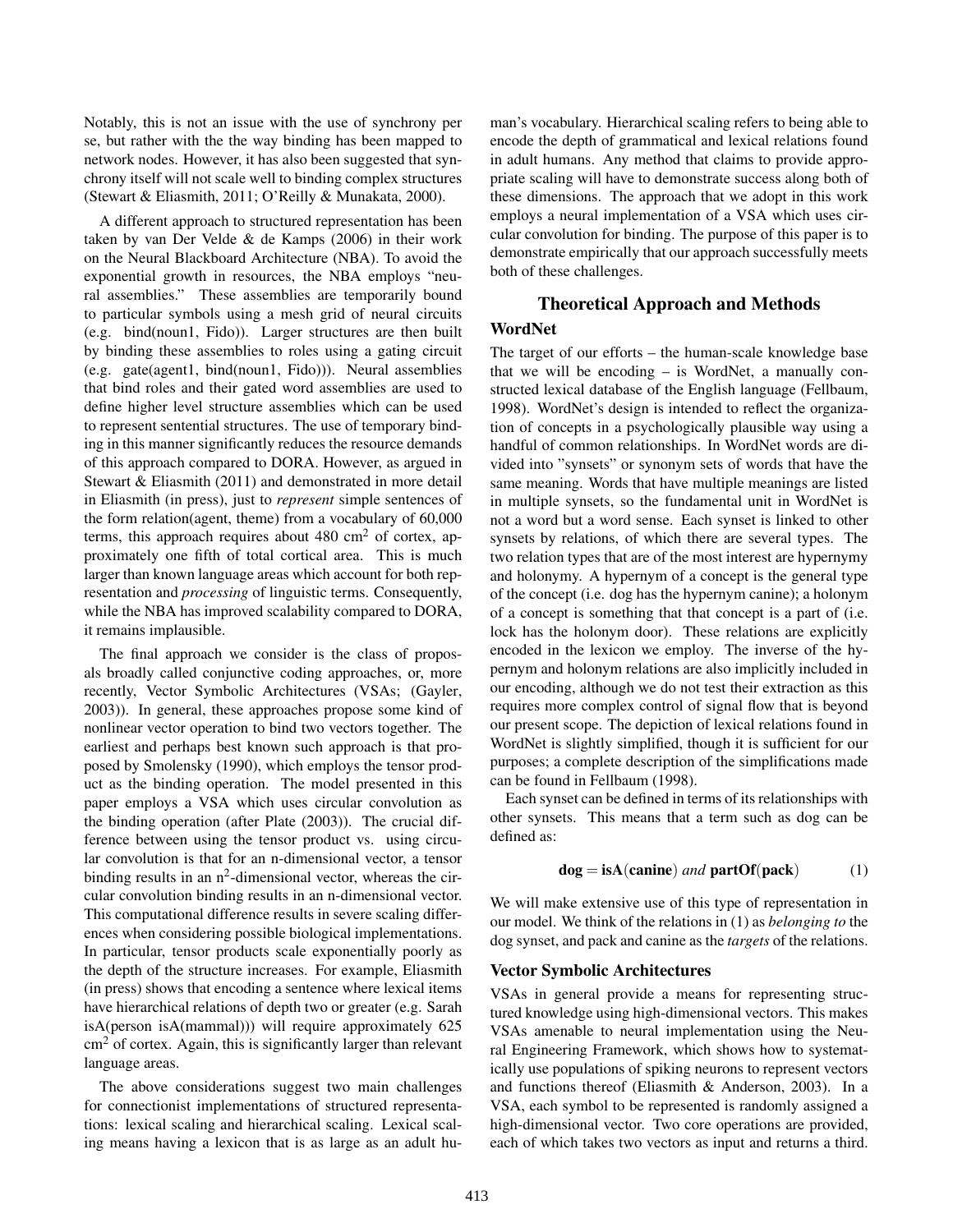Notably, this is not an issue with the use of synchrony per se, but rather with the the way binding has been mapped to network nodes. However, it has also been suggested that synchrony itself will not scale well to binding complex structures (Stewart & Eliasmith, 2011; O'Reilly & Munakata, 2000).

A different approach to structured representation has been taken by van Der Velde & de Kamps (2006) in their work on the Neural Blackboard Architecture (NBA). To avoid the exponential growth in resources, the NBA employs "neural assemblies." These assemblies are temporarily bound to particular symbols using a mesh grid of neural circuits (e.g. bind(noun1, Fido)). Larger structures are then built by binding these assemblies to roles using a gating circuit (e.g. gate(agent1, bind(noun1, Fido))). Neural assemblies that bind roles and their gated word assemblies are used to define higher level structure assemblies which can be used to represent sentential structures. The use of temporary binding in this manner significantly reduces the resource demands of this approach compared to DORA. However, as argued in Stewart & Eliasmith (2011) and demonstrated in more detail in Eliasmith (in press), just to *represent* simple sentences of the form relation(agent, theme) from a vocabulary of 60,000 terms, this approach requires about 480 $cm^2$ of cortex, approximately one fifth of total cortical area. This is much larger than known language areas which account for both representation and *processing* of linguistic terms. Consequently, while the NBA has improved scalability compared to DORA, it remains implausible.

The final approach we consider is the class of proposals broadly called conjunctive coding approaches, or, more recently, Vector Symbolic Architectures (VSAs; (Gayler, 2003)). In general, these approaches propose some kind of nonlinear vector operation to bind two vectors together. The earliest and perhaps best known such approach is that proposed by Smolensky (1990), which employs the tensor product as the binding operation. The model presented in this paper employs a VSA which uses circular convolution as the binding operation (after Plate (2003)). The crucial difference between using the tensor product vs. using circular convolution is that for an n-dimensional vector, a tensor binding results in an $n^2$-dimensional vector, whereas the circular convolution binding results in an n-dimensional vector. This computational difference results in severe scaling differences when considering possible biological implementations. In particular, tensor products scale exponentially poorly as the depth of the structure increases. For example, Eliasmith (in press) shows that encoding a sentence where lexical items have hierarchical relations of depth two or greater (e.g. Sarah isA(person isA(mammal))) will require approximately 625 $cm^2$ of cortex. Again, this is significantly larger than relevant language areas.

The above considerations suggest two main challenges for connectionist implementations of structured representations: lexical scaling and hierarchical scaling. Lexical scaling means having a lexicon that is as large as an adult human's vocabulary. Hierarchical scaling refers to being able to encode the depth of grammatical and lexical relations found in adult humans. Any method that claims to provide appropriate scaling will have to demonstrate success along both of these dimensions. The approach that we adopt in this work employs a neural implementation of a VSA which uses circular convolution for binding. The purpose of this paper is to demonstrate empirically that our approach successfully meets both of these challenges.

## Theoretical Approach and Methods

### WordNet

The target of our efforts – the human-scale knowledge base that we will be encoding – is WordNet, a manually constructed lexical database of the English language (Fellbaum, 1998). WordNet's design is intended to reflect the organization of concepts in a psychologically plausible way using a handful of common relationships. In WordNet words are divided into "synsets" or synonym sets of words that have the same meaning. Words that have multiple meanings are listed in multiple synsets, so the fundamental unit in WordNet is not a word but a word sense. Each synset is linked to other synsets by relations, of which there are several types. The two relation types that are of the most interest are hypernymy and holonymy. A hypernym of a concept is the general type of the concept (i.e. dog has the hypernym canine); a holonym of a concept is something that that concept is a part of (i.e. lock has the holonym door). These relations are explicitly encoded in the lexicon we employ. The inverse of the hypernym and holonym relations are also implicitly included in our encoding, although we do not test their extraction as this requires more complex control of signal flow that is beyond our present scope. The depiction of lexical relations found in WordNet is slightly simplified, though it is sufficient for our purposes; a complete description of the simplifications made can be found in Fellbaum (1998).

Each synset can be defined in terms of its relationships with other synsets. This means that a term such as dog can be defined as:

$$\mathbf{dog} = \mathbf{isA}(\mathbf{canine}) \textit{ and } \mathbf{partOf}(\mathbf{pack}) \tag{1}$$

We will make extensive use of this type of representation in our model. We think of the relations in (1) as *belonging to* the dog synset, and pack and canine as the *targets* of the relations.

### Vector Symbolic Architectures

VSAs in general provide a means for representing structured knowledge using high-dimensional vectors. This makes VSAs amenable to neural implementation using the Neural Engineering Framework, which shows how to systematically use populations of spiking neurons to represent vectors and functions thereof (Eliasmith & Anderson, 2003). In a VSA, each symbol to be represented is randomly assigned a high-dimensional vector. Two core operations are provided, each of which takes two vectors as input and returns a third.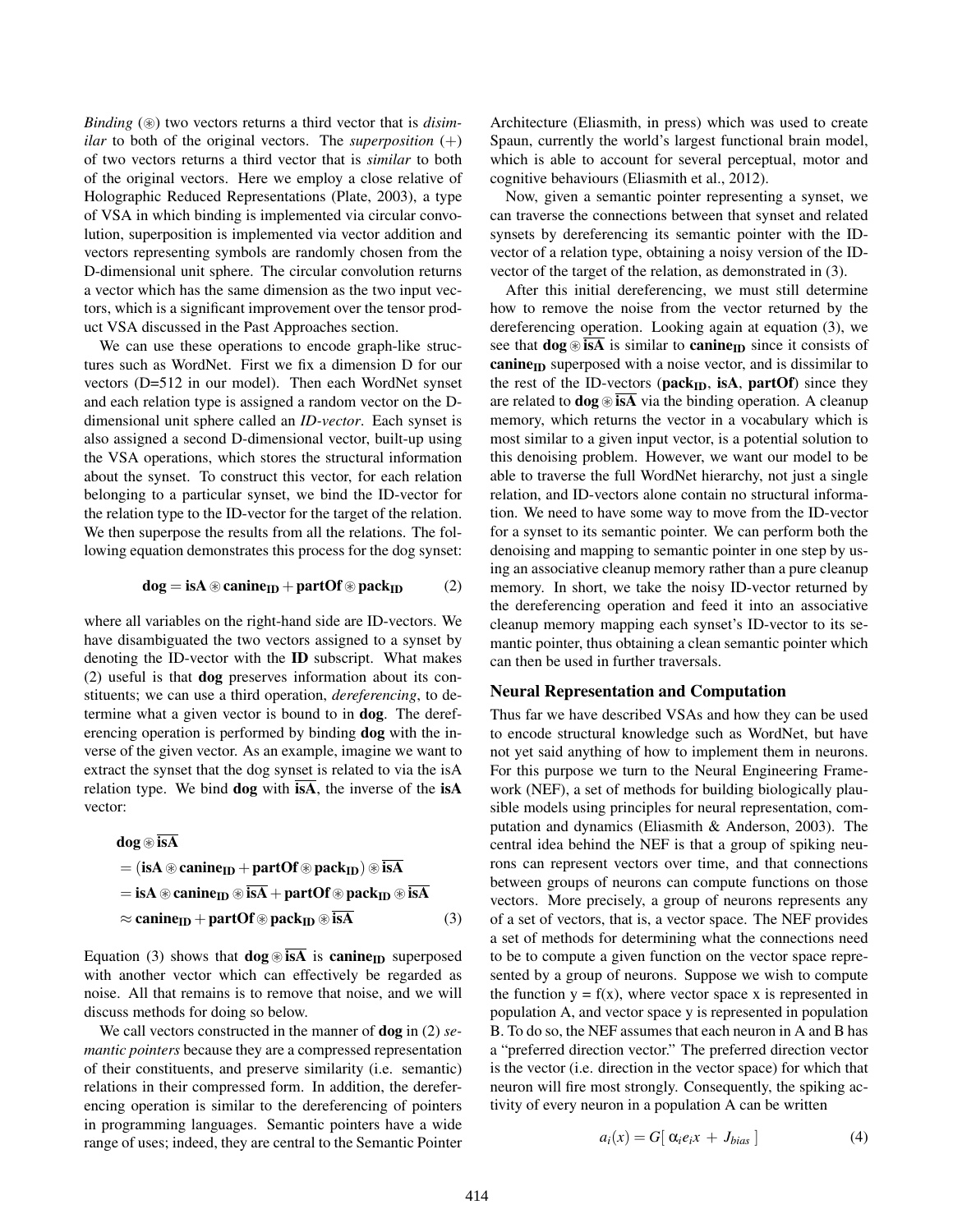*Binding* ($\circledast$) two vectors returns a third vector that is *dissimilar* to both of the original vectors. The *superposition* ($+$) of two vectors returns a third vector that is *similar* to both of the original vectors. Here we employ a close relative of Holographic Reduced Representations (Plate, 2003), a type of VSA in which binding is implemented via circular convolution, superposition is implemented via vector addition and vectors representing symbols are randomly chosen from the D-dimensional unit sphere. The circular convolution returns a vector which has the same dimension as the two input vectors, which is a significant improvement over the tensor product VSA discussed in the Past Approaches section.

We can use these operations to encode graph-like structures such as WordNet. First we fix a dimension D for our vectors (D=512 in our model). Then each WordNet synset and each relation type is assigned a random vector on the D-dimensional unit sphere called an *ID-vector*. Each synset is also assigned a second D-dimensional vector, built-up using the VSA operations, which stores the structural information about the synset. To construct this vector, for each relation belonging to a particular synset, we bind the ID-vector for the relation type to the ID-vector for the target of the relation. We then superpose the results from all the relations. The following equation demonstrates this process for the dog synset:

$$\mathbf{dog} = \mathbf{isA} \circledast \mathbf{canine_{ID}} + \mathbf{partOf} \circledast \mathbf{pack_{ID}} \tag{2}$$

where all variables on the right-hand side are ID-vectors. We have disambiguated the two vectors assigned to a synset by denoting the ID-vector with the **ID** subscript. What makes (2) useful is that **dog** preserves information about its constituents; we can use a third operation, *dereferencing*, to determine what a given vector is bound to in **dog**. The dereferencing operation is performed by binding **dog** with the inverse of the given vector. As an example, imagine we want to extract the synset that the dog synset is related to via the isA relation type. We bind **dog** with $\overline{\mathbf{isA}}$, the inverse of the **isA** vector:

$$\begin{aligned}
&\mathbf{dog} \circledast \overline{\mathbf{isA}} \\
&= (\mathbf{isA} \circledast \mathbf{canine_{ID}} + \mathbf{partOf} \circledast \mathbf{pack_{ID}}) \circledast \overline{\mathbf{isA}} \\
&= \mathbf{isA} \circledast \mathbf{canine_{ID}} \circledast \overline{\mathbf{isA}} + \mathbf{partOf} \circledast \mathbf{pack_{ID}} \circledast \overline{\mathbf{isA}} \\
&\approx \mathbf{canine_{ID}} + \mathbf{partOf} \circledast \mathbf{pack_{ID}} \circledast \overline{\mathbf{isA}}
\end{aligned} \tag{3}$$

Equation (3) shows that $\mathbf{dog} \circledast \overline{\mathbf{isA}}$ is $\mathbf{canine_{ID}}$ superposed with another vector which can effectively be regarded as noise. All that remains is to remove that noise, and we will discuss methods for doing so below.

We call vectors constructed in the manner of **dog** in (2) *semantic pointers* because they are a compressed representation of their constituents, and preserve similarity (i.e. semantic) relations in their compressed form. In addition, the dereferencing operation is similar to the dereferencing of pointers in programming languages. Semantic pointers have a wide range of uses; indeed, they are central to the Semantic Pointer Architecture (Eliasmith, in press) which was used to create Spaun, currently the world's largest functional brain model, which is able to account for several perceptual, motor and cognitive behaviours (Eliasmith et al., 2012).

Now, given a semantic pointer representing a synset, we can traverse the connections between that synset and related synsets by dereferencing its semantic pointer with the ID-vector of a relation type, obtaining a noisy version of the ID-vector of the target of the relation, as demonstrated in (3).

After this initial dereferencing, we must still determine how to remove the noise from the vector returned by the dereferencing operation. Looking again at equation (3), we see that $\mathbf{dog} \circledast \overline{\mathbf{isA}}$ is similar to $\mathbf{canine_{ID}}$ since it consists of $\mathbf{canine_{ID}}$ superposed with a noise vector, and is dissimilar to the rest of the ID-vectors ($\mathbf{pack_{ID}}$, **isA**, **partOf**) since they are related to $\mathbf{dog} \circledast \overline{\mathbf{isA}}$ via the binding operation. A cleanup memory, which returns the vector in a vocabulary which is most similar to a given input vector, is a potential solution to this denoising problem. However, we want our model to be able to traverse the full WordNet hierarchy, not just a single relation, and ID-vectors alone contain no structural information. We need to have some way to move from the ID-vector for a synset to its semantic pointer. We can perform both the denoising and mapping to semantic pointer in one step by using an associative cleanup memory rather than a pure cleanup memory. In short, we take the noisy ID-vector returned by the dereferencing operation and feed it into an associative cleanup memory mapping each synset's ID-vector to its semantic pointer, thus obtaining a clean semantic pointer which can then be used in further traversals.

## Neural Representation and Computation

Thus far we have described VSAs and how they can be used to encode structural knowledge such as WordNet, but have not yet said anything of how to implement them in neurons. For this purpose we turn to the Neural Engineering Framework (NEF), a set of methods for building biologically plausible models using principles for neural representation, computation and dynamics (Eliasmith & Anderson, 2003). The central idea behind the NEF is that a group of spiking neurons can represent vectors over time, and that connections between groups of neurons can compute functions on those vectors. More precisely, a group of neurons represents any of a set of vectors, that is, a vector space. The NEF provides a set of methods for determining what the connections need to be to compute a given function on the vector space represented by a group of neurons. Suppose we wish to compute the function y = f(x), where vector space x is represented in population A, and vector space y is represented in population B. To do so, the NEF assumes that each neuron in A and B has a "preferred direction vector." The preferred direction vector is the vector (i.e. direction in the vector space) for which that neuron will fire most strongly. Consequently, the spiking activity of every neuron in a population A can be written

$$a_i(x) = G[\, \alpha_i e_i x + J_{bias} \,] \tag{4}$$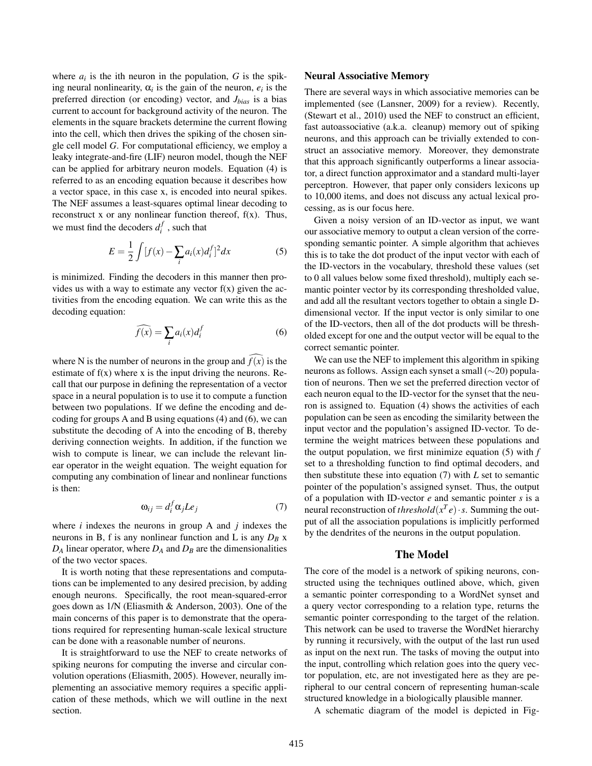where $a_i$ is the ith neuron in the population, $G$ is the spiking neural nonlinearity, $\alpha_i$ is the gain of the neuron, $e_i$ is the preferred direction (or encoding) vector, and $J_{bias}$ is a bias current to account for background activity of the neuron. The elements in the square brackets determine the current flowing into the cell, which then drives the spiking of the chosen single cell model $G$. For computational efficiency, we employ a leaky integrate-and-fire (LIF) neuron model, though the NEF can be applied for arbitrary neuron models. Equation (4) is referred to as an encoding equation because it describes how a vector space, in this case x, is encoded into neural spikes. The NEF assumes a least-squares optimal linear decoding to reconstruct x or any nonlinear function thereof, f(x). Thus, we must find the decoders $d_i^f$ , such that

$$E = \frac{1}{2}\int [f(x) - \sum_i a_i(x) d_i^f]^2 dx \tag{5}$$

is minimized. Finding the decoders in this manner then provides us with a way to estimate any vector f(x) given the activities from the encoding equation. We can write this as the decoding equation:

$$\widehat{f(x)} = \sum_i a_i(x) d_i^f \tag{6}$$

where N is the number of neurons in the group and $\widehat{f(x)}$ is the estimate of f(x) where x is the input driving the neurons. Recall that our purpose in defining the representation of a vector space in a neural population is to use it to compute a function between two populations. If we define the encoding and decoding for groups A and B using equations (4) and (6), we can substitute the decoding of A into the encoding of B, thereby deriving connection weights. In addition, if the function we wish to compute is linear, we can include the relevant linear operator in the weight equation. The weight equation for computing any combination of linear and nonlinear functions is then:

$$\omega_{ij} = d_i^f \alpha_j L e_j \tag{7}$$

where $i$ indexes the neurons in group A and $j$ indexes the neurons in B, f is any nonlinear function and L is any $D_B$ x $D_A$ linear operator, where $D_A$ and $D_B$ are the dimensionalities of the two vector spaces.

It is worth noting that these representations and computations can be implemented to any desired precision, by adding enough neurons. Specifically, the root mean-squared-error goes down as 1/N (Eliasmith & Anderson, 2003). One of the main concerns of this paper is to demonstrate that the operations required for representing human-scale lexical structure can be done with a reasonable number of neurons.

It is straightforward to use the NEF to create networks of spiking neurons for computing the inverse and circular convolution operations (Eliasmith, 2005). However, neurally implementing an associative memory requires a specific application of these methods, which we will outline in the next section.

### Neural Associative Memory

There are several ways in which associative memories can be implemented (see (Lansner, 2009) for a review). Recently, (Stewart et al., 2010) used the NEF to construct an efficient, fast autoassociative (a.k.a. cleanup) memory out of spiking neurons, and this approach can be trivially extended to construct an associative memory. Moreover, they demonstrate that this approach significantly outperforms a linear associator, a direct function approximator and a standard multi-layer perceptron. However, that paper only considers lexicons up to 10,000 items, and does not discuss any actual lexical processing, as is our focus here.

Given a noisy version of an ID-vector as input, we want our associative memory to output a clean version of the corresponding semantic pointer. A simple algorithm that achieves this is to take the dot product of the input vector with each of the ID-vectors in the vocabulary, threshold these values (set to 0 all values below some fixed threshold), multiply each semantic pointer vector by its corresponding thresholded value, and add all the resultant vectors together to obtain a single D-dimensional vector. If the input vector is only similar to one of the ID-vectors, then all of the dot products will be thresholded except for one and the output vector will be equal to the correct semantic pointer.

We can use the NEF to implement this algorithm in spiking neurons as follows. Assign each synset a small (~20) population of neurons. Then we set the preferred direction vector of each neuron equal to the ID-vector for the synset that the neuron is assigned to. Equation (4) shows the activities of each population can be seen as encoding the similarity between the input vector and the population's assigned ID-vector. To determine the weight matrices between these populations and the output population, we first minimize equation (5) with $f$ set to a thresholding function to find optimal decoders, and then substitute these into equation (7) with $L$ set to semantic pointer of the population's assigned synset. Thus, the output of a population with ID-vector $e$ and semantic pointer $s$ is a neural reconstruction of $threshold(x^T e) \cdot s$. Summing the output of all the association populations is implicitly performed by the dendrites of the neurons in the output population.

## The Model

The core of the model is a network of spiking neurons, constructed using the techniques outlined above, which, given a semantic pointer corresponding to a WordNet synset and a query vector corresponding to a relation type, returns the semantic pointer corresponding to the target of the relation. This network can be used to traverse the WordNet hierarchy by running it recursively, with the output of the last run used as input on the next run. The tasks of moving the output into the input, controlling which relation goes into the query vector population, etc, are not investigated here as they are peripheral to our central concern of representing human-scale structured knowledge in a biologically plausible manner.

A schematic diagram of the model is depicted in Fig-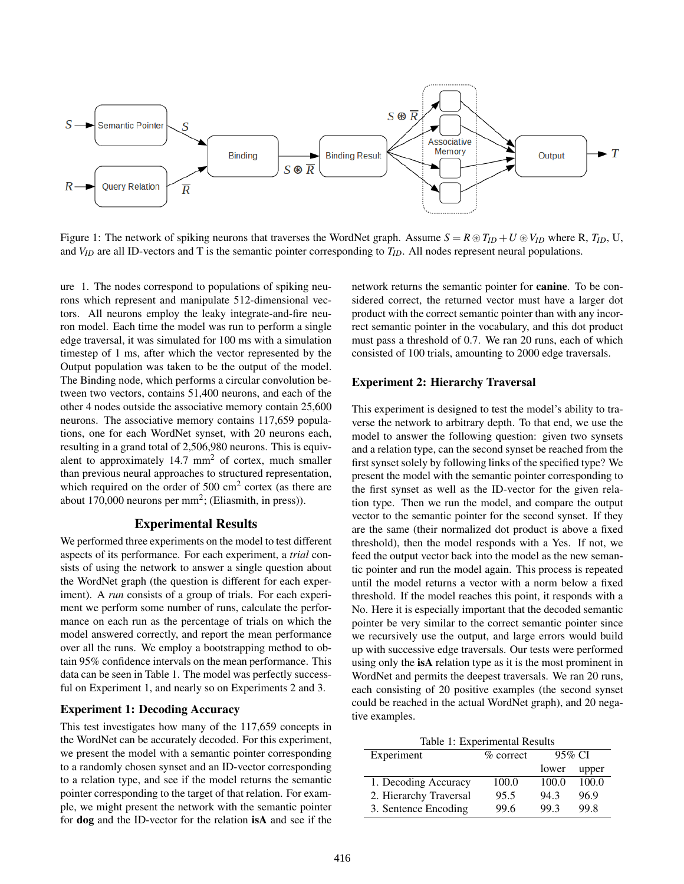Figure 1: The network of spiking neurons that traverses the WordNet graph. Assume $S = R \circledast T_{ID} + U \circledast V_{ID}$ where R, $T_{ID}$, U, and $V_{ID}$ are all ID-vectors and T is the semantic pointer corresponding to $T_{ID}$. All nodes represent neural populations.

ure 1. The nodes correspond to populations of spiking neurons which represent and manipulate 512-dimensional vectors. All neurons employ the leaky integrate-and-fire neuron model. Each time the model was run to perform a single edge traversal, it was simulated for 100 ms with a simulation timestep of 1 ms, after which the vector represented by the Output population was taken to be the output of the model. The Binding node, which performs a circular convolution between two vectors, contains 51,400 neurons, and each of the other 4 nodes outside the associative memory contain 25,600 neurons. The associative memory contains 117,659 populations, one for each WordNet synset, with 20 neurons each, resulting in a grand total of 2,506,980 neurons. This is equivalent to approximately 14.7 $mm^2$ of cortex, much smaller than previous neural approaches to structured representation, which required on the order of 500 $cm^2$ cortex (as there are about 170,000 neurons per $mm^2$; (Eliasmith, in press)).

## Experimental Results

We performed three experiments on the model to test different aspects of its performance. For each experiment, a *trial* consists of using the network to answer a single question about the WordNet graph (the question is different for each experiment). A *run* consists of a group of trials. For each experiment we perform some number of runs, calculate the performance on each run as the percentage of trials on which the model answered correctly, and report the mean performance over all the runs. We employ a bootstrapping method to obtain 95% confidence intervals on the mean performance. This data can be seen in Table 1. The model was perfectly successful on Experiment 1, and nearly so on Experiments 2 and 3.

### Experiment 1: Decoding Accuracy

This test investigates how many of the 117,659 concepts in the WordNet can be accurately decoded. For this experiment, we present the model with a semantic pointer corresponding to a randomly chosen synset and an ID-vector corresponding to a relation type, and see if the model returns the semantic pointer corresponding to the target of that relation. For example, we might present the network with the semantic pointer for **dog** and the ID-vector for the relation **isA** and see if the network returns the semantic pointer for **canine**. To be considered correct, the returned vector must have a larger dot product with the correct semantic pointer than with any incorrect semantic pointer in the vocabulary, and this dot product must pass a threshold of 0.7. We ran 20 runs, each of which consisted of 100 trials, amounting to 2000 edge traversals.

### Experiment 2: Hierarchy Traversal

This experiment is designed to test the model's ability to traverse the network to arbitrary depth. To that end, we use the model to answer the following question: given two synsets and a relation type, can the second synset be reached from the first synset solely by following links of the specified type? We present the model with the semantic pointer corresponding to the first synset as well as the ID-vector for the given relation type. Then we run the model, and compare the output vector to the semantic pointer for the second synset. If they are the same (their normalized dot product is above a fixed threshold), then the model responds with a Yes. If not, we feed the output vector back into the model as the new semantic pointer and run the model again. This process is repeated until the model returns a vector with a norm below a fixed threshold. If the model reaches this point, it responds with a No. Here it is especially important that the decoded semantic pointer be very similar to the correct semantic pointer since we recursively use the output, and large errors would build up with successive edge traversals. Our tests were performed using only the **isA** relation type as it is the most prominent in WordNet and permits the deepest traversals. We ran 20 runs, each consisting of 20 positive examples (the second synset could be reached in the actual WordNet graph), and 20 negative examples.

Table 1: Experimental Results

| Experiment | % correct | 95% CI | |
|---|---|---|---|
| | | lower | upper |
| 1. Decoding Accuracy | 100.0 | 100.0 | 100.0 |
| 2. Hierarchy Traversal | 95.5 | 94.3 | 96.9 |
| 3. Sentence Encoding | 99.6 | 99.3 | 99.8 |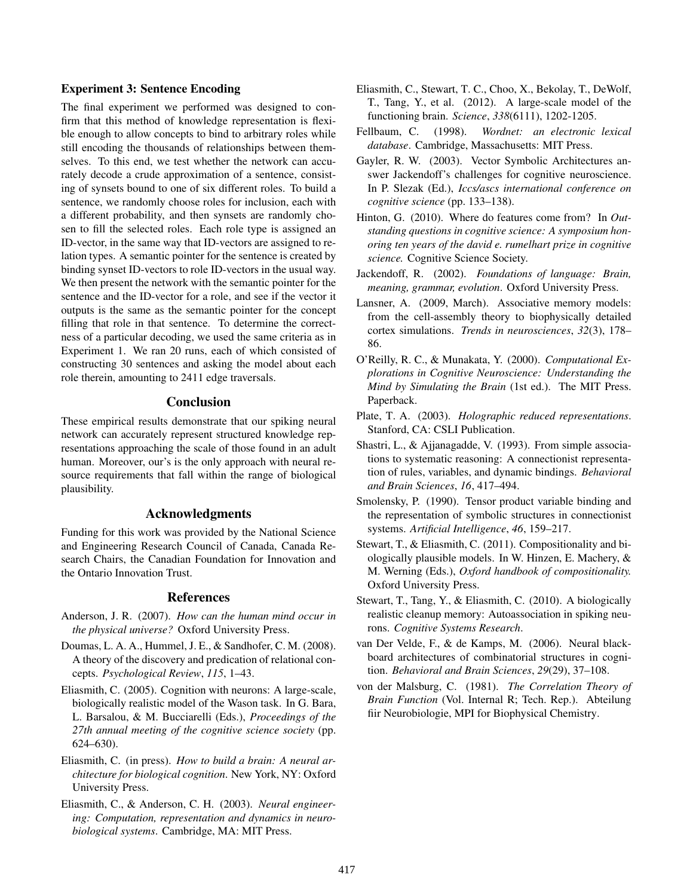### Experiment 3: Sentence Encoding

The final experiment we performed was designed to confirm that this method of knowledge representation is flexible enough to allow concepts to bind to arbitrary roles while still encoding the thousands of relationships between themselves. To this end, we test whether the network can accurately decode a crude approximation of a sentence, consisting of synsets bound to one of six different roles. To build a sentence, we randomly choose roles for inclusion, each with a different probability, and then synsets are randomly chosen to fill the selected roles. Each role type is assigned an ID-vector, in the same way that ID-vectors are assigned to relation types. A semantic pointer for the sentence is created by binding synset ID-vectors to role ID-vectors in the usual way. We then present the network with the semantic pointer for the sentence and the ID-vector for a role, and see if the vector it outputs is the same as the semantic pointer for the concept filling that role in that sentence. To determine the correctness of a particular decoding, we used the same criteria as in Experiment 1. We ran 20 runs, each of which consisted of constructing 30 sentences and asking the model about each role therein, amounting to 2411 edge traversals.

## Conclusion

These empirical results demonstrate that our spiking neural network can accurately represent structured knowledge representations approaching the scale of those found in an adult human. Moreover, our's is the only approach with neural resource requirements that fall within the range of biological plausibility.

## Acknowledgments

Funding for this work was provided by the National Science and Engineering Research Council of Canada, Canada Research Chairs, the Canadian Foundation for Innovation and the Ontario Innovation Trust.

## References

Anderson, J. R. (2007). *How can the human mind occur in the physical universe?* Oxford University Press.

Doumas, L. A. A., Hummel, J. E., & Sandhofer, C. M. (2008). A theory of the discovery and predication of relational concepts. *Psychological Review*, *115*, 1–43.

Eliasmith, C. (2005). Cognition with neurons: A large-scale, biologically realistic model of the Wason task. In G. Bara, L. Barsalou, & M. Bucciarelli (Eds.), *Proceedings of the 27th annual meeting of the cognitive science society* (pp. 624–630).

Eliasmith, C. (in press). *How to build a brain: A neural architecture for biological cognition*. New York, NY: Oxford University Press.

Eliasmith, C., & Anderson, C. H. (2003). *Neural engineering: Computation, representation and dynamics in neurobiological systems*. Cambridge, MA: MIT Press.

Eliasmith, C., Stewart, T. C., Choo, X., Bekolay, T., DeWolf, T., Tang, Y., et al. (2012). A large-scale model of the functioning brain. *Science*, *338*(6111), 1202-1205.

Fellbaum, C. (1998). *Wordnet: an electronic lexical database*. Cambridge, Massachusetts: MIT Press.

Gayler, R. W. (2003). Vector Symbolic Architectures answer Jackendoff's challenges for cognitive neuroscience. In P. Slezak (Ed.), *Iccs/ascs international conference on cognitive science* (pp. 133–138).

Hinton, G. (2010). Where do features come from? In *Outstanding questions in cognitive science: A symposium honoring ten years of the david e. rumelhart prize in cognitive science.* Cognitive Science Society.

Jackendoff, R. (2002). *Foundations of language: Brain, meaning, grammar, evolution*. Oxford University Press.

Lansner, A. (2009, March). Associative memory models: from the cell-assembly theory to biophysically detailed cortex simulations. *Trends in neurosciences*, *32*(3), 178–86.

O'Reilly, R. C., & Munakata, Y. (2000). *Computational Explorations in Cognitive Neuroscience: Understanding the Mind by Simulating the Brain* (1st ed.). The MIT Press. Paperback.

Plate, T. A. (2003). *Holographic reduced representations*. Stanford, CA: CSLI Publication.

Shastri, L., & Ajjanagadde, V. (1993). From simple associations to systematic reasoning: A connectionist representation of rules, variables, and dynamic bindings. *Behavioral and Brain Sciences*, *16*, 417–494.

Smolensky, P. (1990). Tensor product variable binding and the representation of symbolic structures in connectionist systems. *Artificial Intelligence*, *46*, 159–217.

Stewart, T., & Eliasmith, C. (2011). Compositionality and biologically plausible models. In W. Hinzen, E. Machery, & M. Werning (Eds.), *Oxford handbook of compositionality.* Oxford University Press.

Stewart, T., Tang, Y., & Eliasmith, C. (2010). A biologically realistic cleanup memory: Autoassociation in spiking neurons. *Cognitive Systems Research*.

van Der Velde, F., & de Kamps, M. (2006). Neural blackboard architectures of combinatorial structures in cognition. *Behavioral and Brain Sciences*, *29*(29), 37–108.

von der Malsburg, C. (1981). *The Correlation Theory of Brain Function* (Vol. Internal R; Tech. Rep.). Abteilung fiir Neurobiologie, MPI for Biophysical Chemistry.